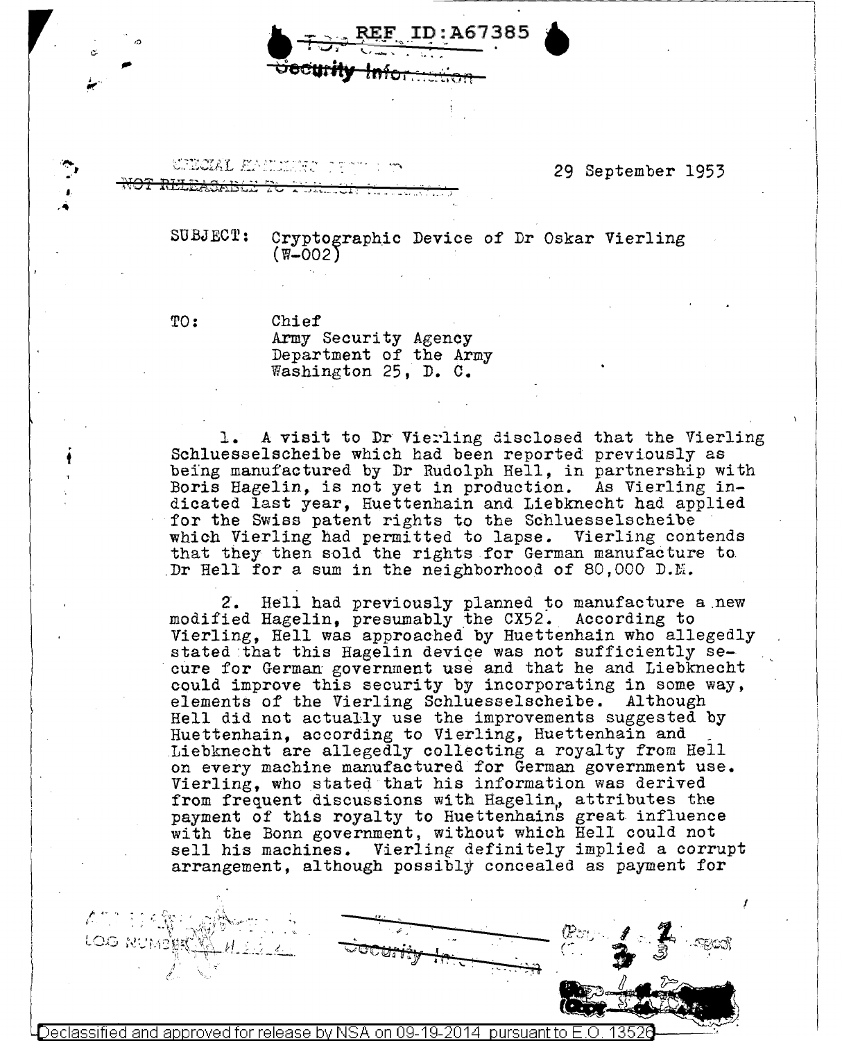REF ID:A67385

~~Security Information~~

SPECIAL HANDLING REQUIRED
~~NOT RELEASABLE TO FOREIGN NATIONALS~~

29 September 1953

SUBJECT: Cryptographic Device of Dr Oskar Vierling (W-002)

TO: Chief
Army Security Agency
Department of the Army
Washington 25, D. C.

1. A visit to Dr Vierling disclosed that the Vierling Schluesselscheibe which had been reported previously as being manufactured by Dr Rudolph Hell, in partnership with Boris Hagelin, is not yet in production. As Vierling indicated last year, Huettenhain and Liebknecht had applied for the Swiss patent rights to the Schluesselscheibe which Vierling had permitted to lapse. Vierling contends that they then sold the rights for German manufacture to Dr Hell for a sum in the neighborhood of 80,000 D.M.

2. Hell had previously planned to manufacture a new modified Hagelin, presumably the CX52. According to Vierling, Hell was approached by Huettenhain who allegedly stated that this Hagelin device was not sufficiently secure for German government use and that he and Liebknecht could improve this security by incorporating in some way, elements of the Vierling Schluesselscheibe. Although Hell did not actually use the improvements suggested by Huettenhain, according to Vierling, Huettenhain and Liebknecht are allegedly collecting a royalty from Hell on every machine manufactured for German government use. Vierling, who stated that his information was derived from frequent discussions with Hagelin, attributes the payment of this royalty to Huettenhains great influence with the Bonn government, without which Hell could not sell his machines. Vierling definitely implied a corrupt arrangement, although possibly concealed as payment for

LOG NUMBER

~~Security Information~~

Declassified and approved for release by NSA on 09-19-2014 pursuant to E.O. 13526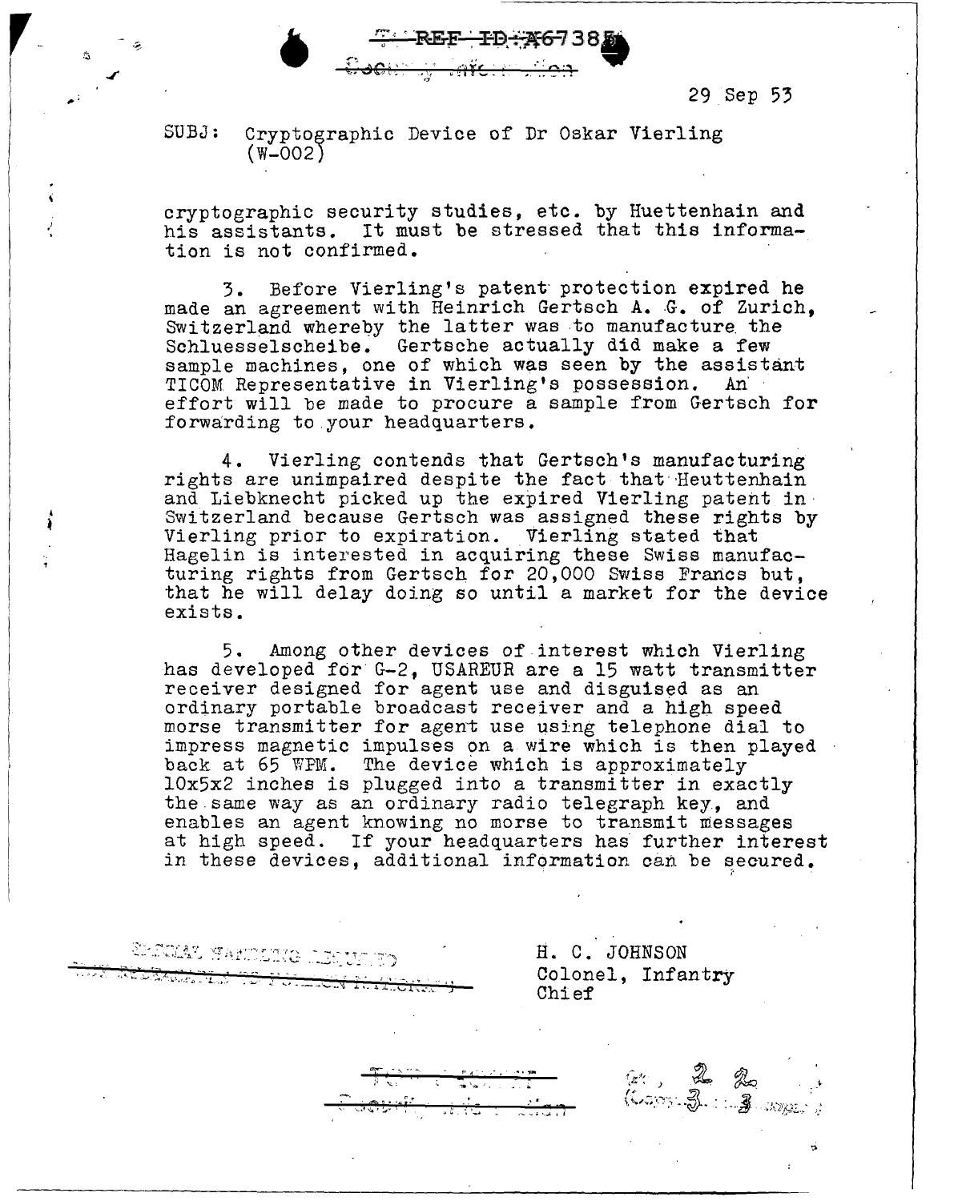29 Sep 53

SUBJ: Cryptographic Device of Dr Oskar Vierling (W-002)

cryptographic security studies, etc. by Huettenhain and his assistants. It must be stressed that this information is not confirmed.

3. Before Vierling's patent protection expired he made an agreement with Heinrich Gertsch A. G. of Zurich, Switzerland whereby the latter was to manufacture the Schluesselscheibe. Gertsche actually did make a few sample machines, one of which was seen by the assistant TICOM Representative in Vierling's possession. An effort will be made to procure a sample from Gertsch for forwarding to your headquarters.

4. Vierling contends that Gertsch's manufacturing rights are unimpaired despite the fact that Heuttenhain and Liebknecht picked up the expired Vierling patent in Switzerland because Gertsch was assigned these rights by Vierling prior to expiration. Vierling stated that Hagelin is interested in acquiring these Swiss manufacturing rights from Gertsch for 20,000 Swiss Francs but, that he will delay doing so until a market for the device exists.

5. Among other devices of interest which Vierling has developed for G-2, USAREUR are a 15 watt transmitter receiver designed for agent use and disguised as an ordinary portable broadcast receiver and a high speed morse transmitter for agent use using telephone dial to impress magnetic impulses on a wire which is then played back at 65 WPM. The device which is approximately 10x5x2 inches is plugged into a transmitter in exactly the same way as an ordinary radio telegraph key, and enables an agent knowing no morse to transmit messages at high speed. If your headquarters has further interest in these devices, additional information can be secured.

H. C. JOHNSON
Colonel, Infantry
Chief